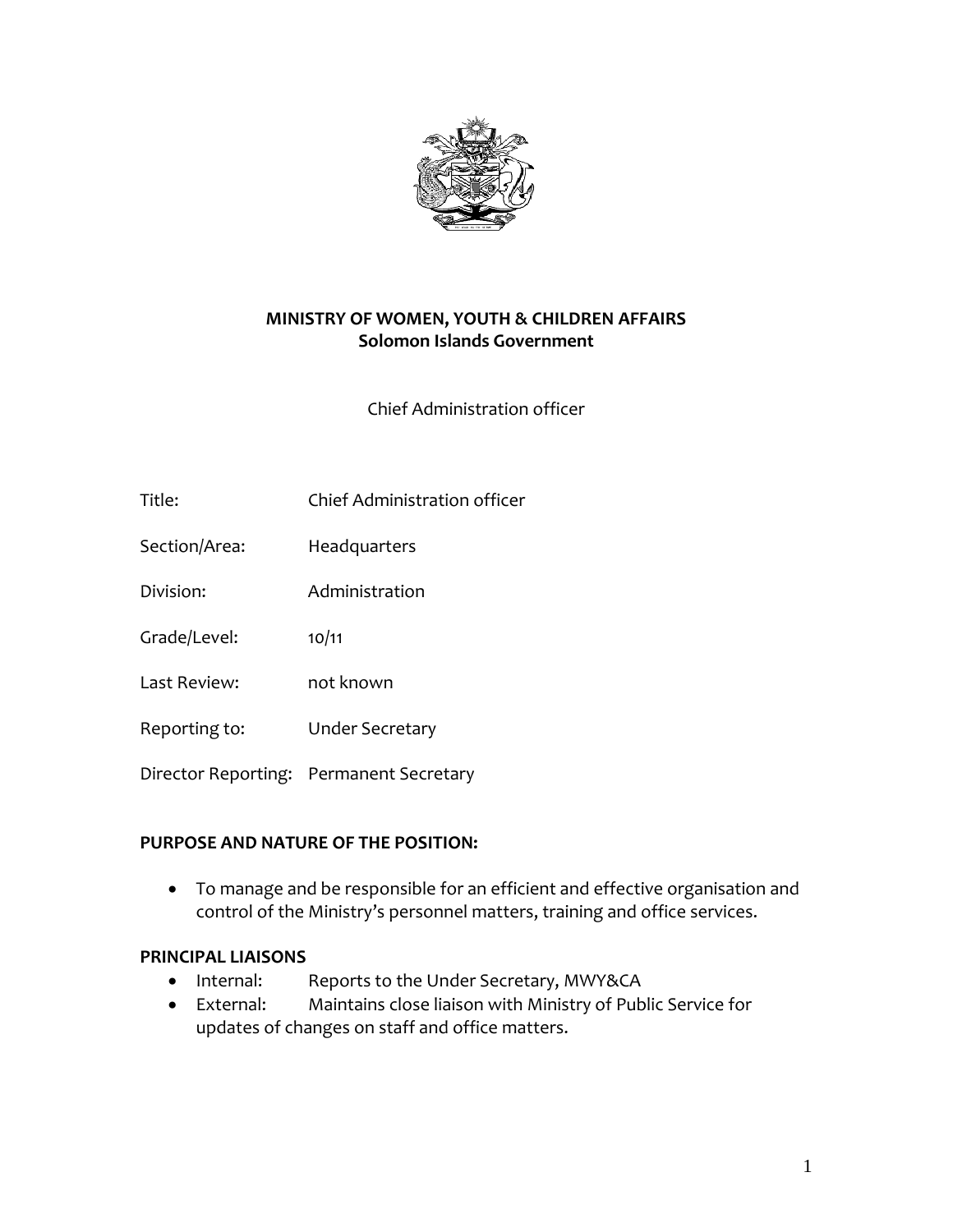**MINISTRY OF WOMEN, YOUTH & CHILDREN AFFAIRS**
**Solomon Islands Government**

Chief Administration officer

| | |
|---|---|
| Title: | Chief Administration officer |
| Section/Area: | Headquarters |
| Division: | Administration |
| Grade/Level: | 10/11 |
| Last Review: | not known |
| Reporting to: | Under Secretary |
| Director Reporting: | Permanent Secretary |

**PURPOSE AND NATURE OF THE POSITION:**

- To manage and be responsible for an efficient and effective organisation and control of the Ministry's personnel matters, training and office services.

**PRINCIPAL LIAISONS**

- Internal: Reports to the Under Secretary, MWY&CA
- External: Maintains close liaison with Ministry of Public Service for updates of changes on staff and office matters.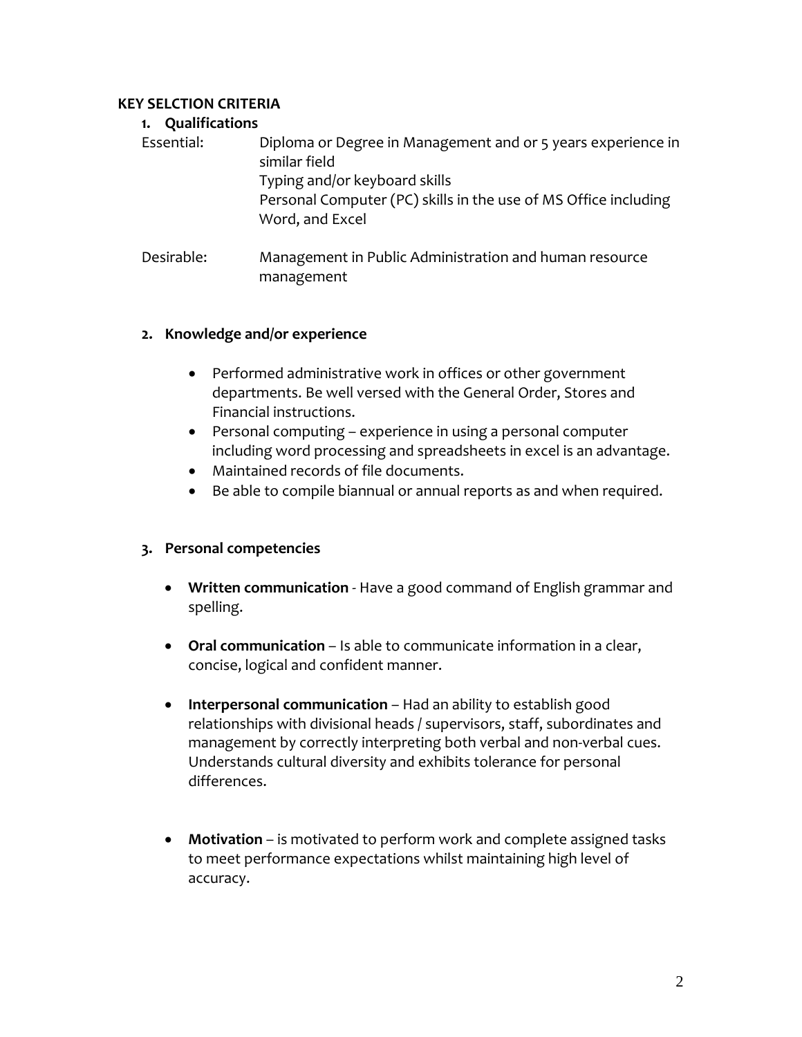**KEY SELCTION CRITERIA**

1. **Qualifications**

Essential: Diploma or Degree in Management and or 5 years experience in similar field
Typing and/or keyboard skills
Personal Computer (PC) skills in the use of MS Office including Word, and Excel

Desirable: Management in Public Administration and human resource management

2. **Knowledge and/or experience**

- Performed administrative work in offices or other government departments. Be well versed with the General Order, Stores and Financial instructions.
- Personal computing – experience in using a personal computer including word processing and spreadsheets in excel is an advantage.
- Maintained records of file documents.
- Be able to compile biannual or annual reports as and when required.

3. **Personal competencies**

- **Written communication** - Have a good command of English grammar and spelling.
- **Oral communication** – Is able to communicate information in a clear, concise, logical and confident manner.
- **Interpersonal communication** – Had an ability to establish good relationships with divisional heads / supervisors, staff, subordinates and management by correctly interpreting both verbal and non-verbal cues. Understands cultural diversity and exhibits tolerance for personal differences.
- **Motivation** – is motivated to perform work and complete assigned tasks to meet performance expectations whilst maintaining high level of accuracy.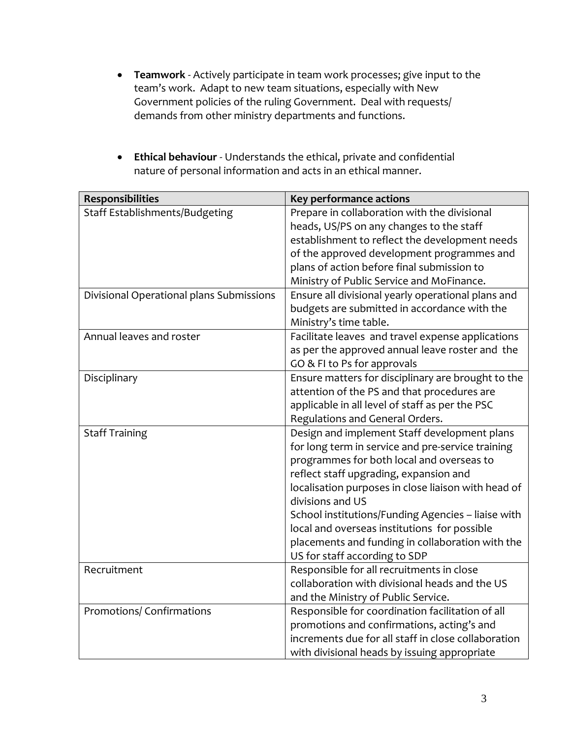- **Teamwork** - Actively participate in team work processes; give input to the team's work. Adapt to new team situations, especially with New Government policies of the ruling Government. Deal with requests/ demands from other ministry departments and functions.

- **Ethical behaviour** - Understands the ethical, private and confidential nature of personal information and acts in an ethical manner.

| **Responsibilities** | **Key performance actions** |
| --- | --- |
| Staff Establishments/Budgeting | Prepare in collaboration with the divisional heads, US/PS on any changes to the staff establishment to reflect the development needs of the approved development programmes and plans of action before final submission to Ministry of Public Service and MoFinance. |
| Divisional Operational plans Submissions | Ensure all divisional yearly operational plans and budgets are submitted in accordance with the Ministry's time table. |
| Annual leaves and roster | Facilitate leaves and travel expense applications as per the approved annual leave roster and the GO & FI to Ps for approvals |
| Disciplinary | Ensure matters for disciplinary are brought to the attention of the PS and that procedures are applicable in all level of staff as per the PSC Regulations and General Orders. |
| Staff Training | Design and implement Staff development plans for long term in service and pre-service training programmes for both local and overseas to reflect staff upgrading, expansion and localisation purposes in close liaison with head of divisions and US<br>School institutions/Funding Agencies – liaise with local and overseas institutions for possible placements and funding in collaboration with the US for staff according to SDP |
| Recruitment | Responsible for all recruitments in close collaboration with divisional heads and the US and the Ministry of Public Service. |
| Promotions/ Confirmations | Responsible for coordination facilitation of all promotions and confirmations, acting's and increments due for all staff in close collaboration with divisional heads by issuing appropriate |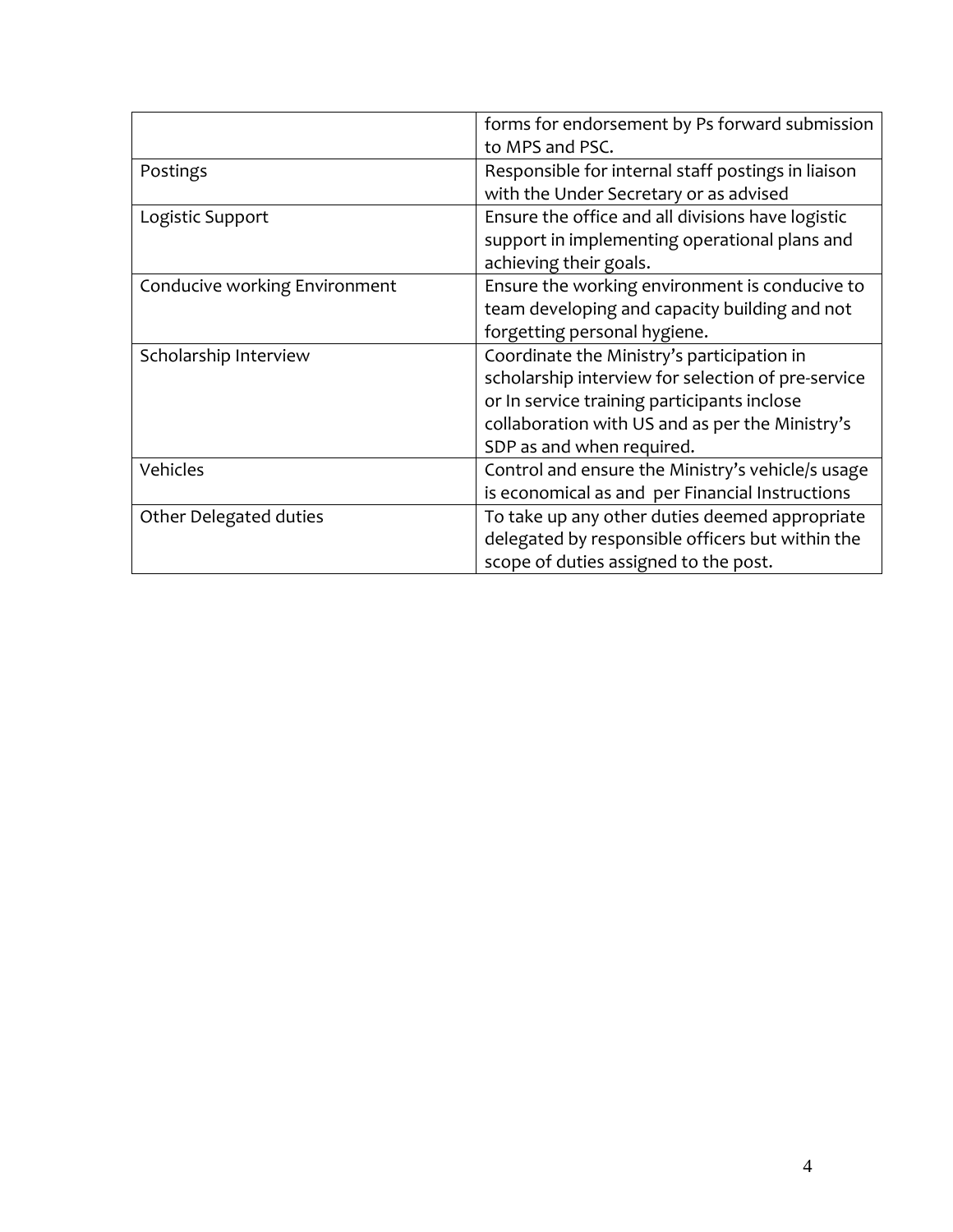| | |
|---|---|
| | forms for endorsement by Ps forward submission to MPS and PSC. |
| Postings | Responsible for internal staff postings in liaison with the Under Secretary or as advised |
| Logistic Support | Ensure the office and all divisions have logistic support in implementing operational plans and achieving their goals. |
| Conducive working Environment | Ensure the working environment is conducive to team developing and capacity building and not forgetting personal hygiene. |
| Scholarship Interview | Coordinate the Ministry's participation in scholarship interview for selection of pre-service or In service training participants inclose collaboration with US and as per the Ministry's SDP as and when required. |
| Vehicles | Control and ensure the Ministry's vehicle/s usage is economical as and per Financial Instructions |
| Other Delegated duties | To take up any other duties deemed appropriate delegated by responsible officers but within the scope of duties assigned to the post. |